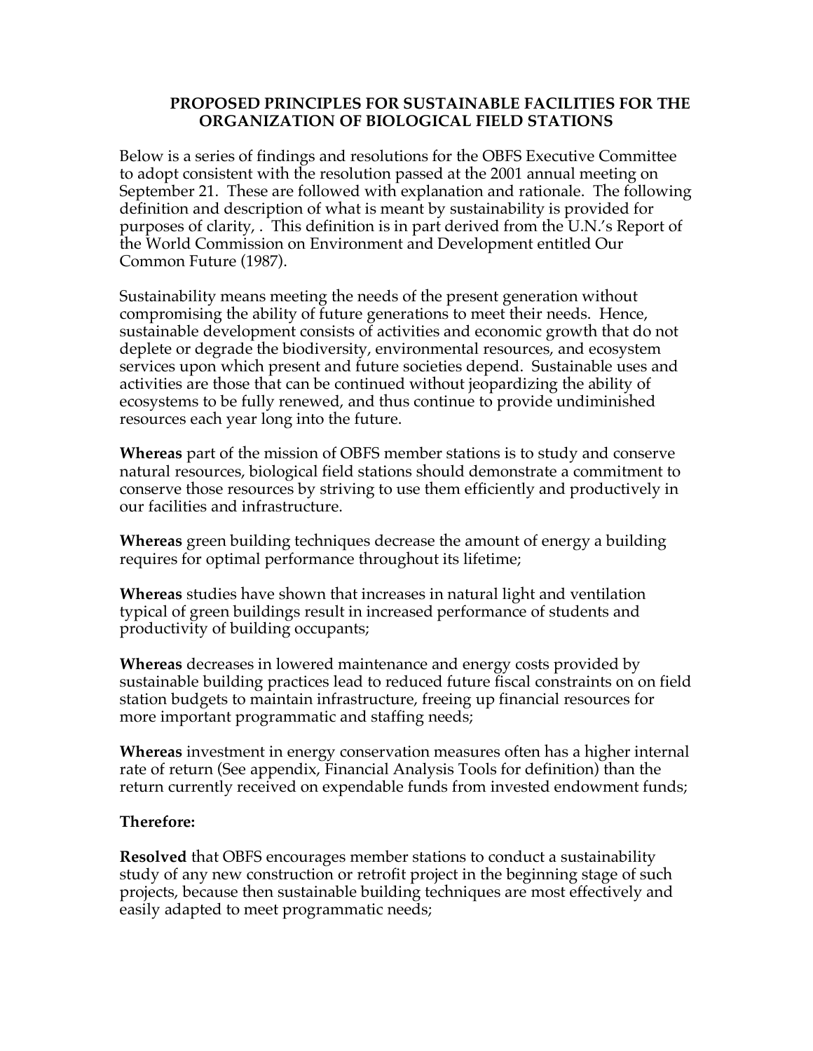# PROPOSED PRINCIPLES FOR SUSTAINABLE FACILITIES FOR THE ORGANIZATION OF BIOLOGICAL FIELD STATIONS

Below is a series of findings and resolutions for the OBFS Executive Committee to adopt consistent with the resolution passed at the 2001 annual meeting on September 21. These are followed with explanation and rationale. The following definition and description of what is meant by sustainability is provided for purposes of clarity, . This definition is in part derived from the U.N.'s Report of the World Commission on Environment and Development entitled Our Common Future (1987).

Sustainability means meeting the needs of the present generation without compromising the ability of future generations to meet their needs. Hence, sustainable development consists of activities and economic growth that do not deplete or degrade the biodiversity, environmental resources, and ecosystem services upon which present and future societies depend. Sustainable uses and activities are those that can be continued without jeopardizing the ability of ecosystems to be fully renewed, and thus continue to provide undiminished resources each year long into the future.

**Whereas** part of the mission of OBFS member stations is to study and conserve natural resources, biological field stations should demonstrate a commitment to conserve those resources by striving to use them efficiently and productively in our facilities and infrastructure.

**Whereas** green building techniques decrease the amount of energy a building requires for optimal performance throughout its lifetime;

**Whereas** studies have shown that increases in natural light and ventilation typical of green buildings result in increased performance of students and productivity of building occupants;

**Whereas** decreases in lowered maintenance and energy costs provided by sustainable building practices lead to reduced future fiscal constraints on on field station budgets to maintain infrastructure, freeing up financial resources for more important programmatic and staffing needs;

**Whereas** investment in energy conservation measures often has a higher internal rate of return (See appendix, Financial Analysis Tools for definition) than the return currently received on expendable funds from invested endowment funds;

**Therefore:**

**Resolved** that OBFS encourages member stations to conduct a sustainability study of any new construction or retrofit project in the beginning stage of such projects, because then sustainable building techniques are most effectively and easily adapted to meet programmatic needs;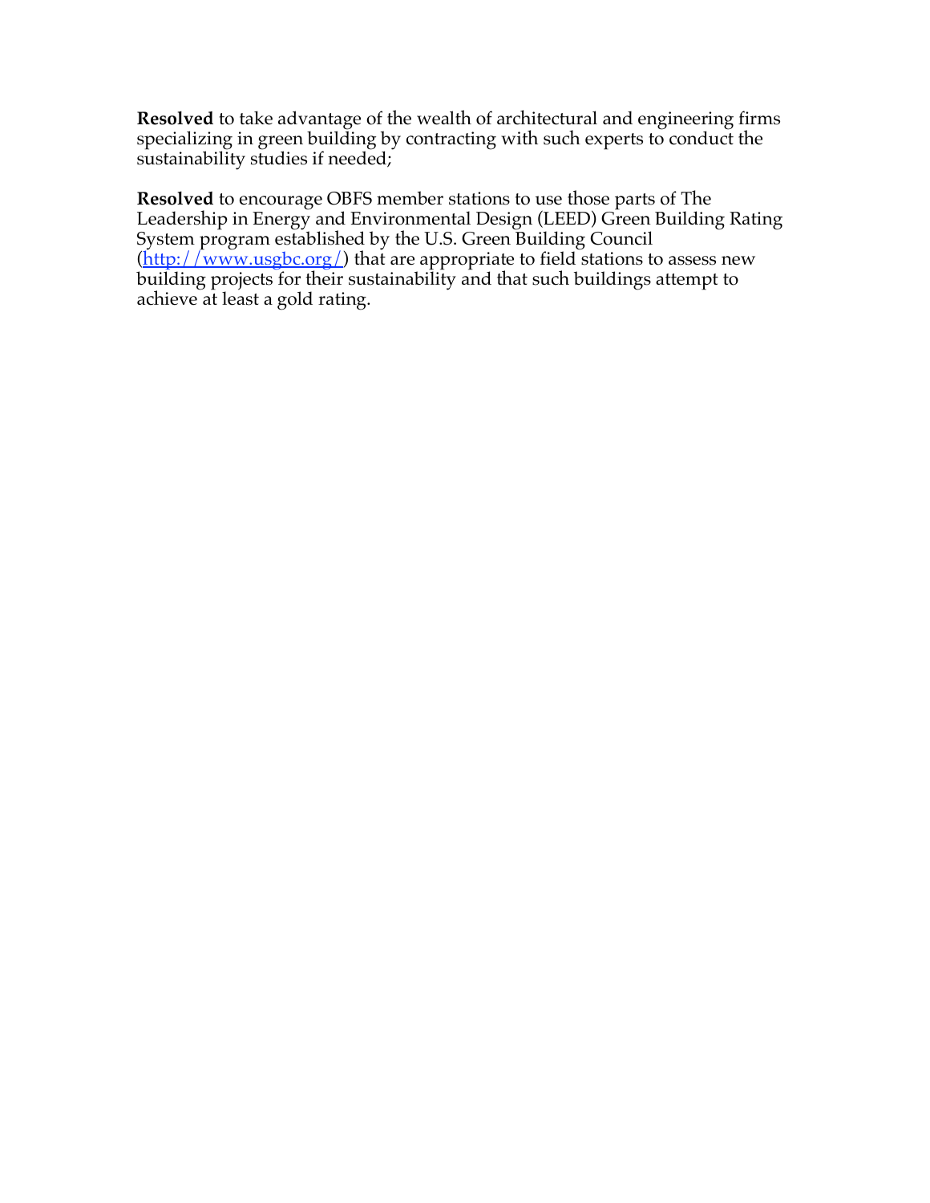**Resolved** to take advantage of the wealth of architectural and engineering firms specializing in green building by contracting with such experts to conduct the sustainability studies if needed;

**Resolved** to encourage OBFS member stations to use those parts of The Leadership in Energy and Environmental Design (LEED) Green Building Rating System program established by the U.S. Green Building Council ([http://www.usgbc.org/](http://www.usgbc.org/)) that are appropriate to field stations to assess new building projects for their sustainability and that such buildings attempt to achieve at least a gold rating.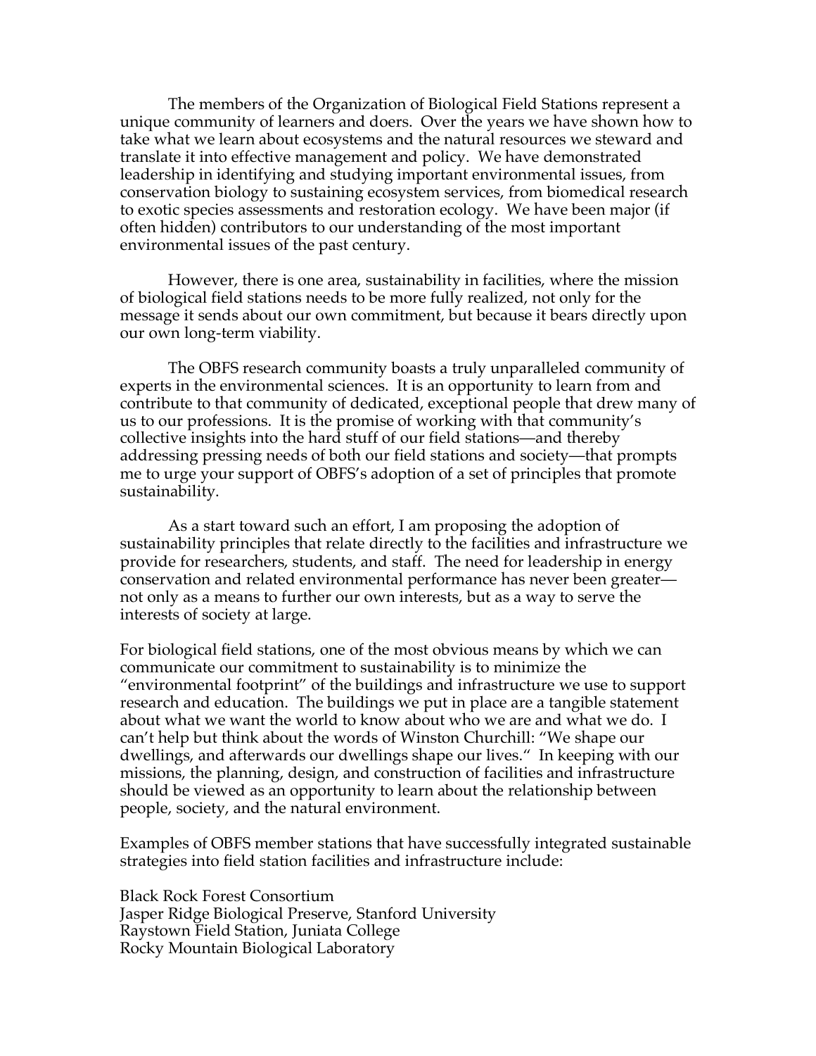The members of the Organization of Biological Field Stations represent a unique community of learners and doers. Over the years we have shown how to take what we learn about ecosystems and the natural resources we steward and translate it into effective management and policy. We have demonstrated leadership in identifying and studying important environmental issues, from conservation biology to sustaining ecosystem services, from biomedical research to exotic species assessments and restoration ecology. We have been major (if often hidden) contributors to our understanding of the most important environmental issues of the past century.

However, there is one area, sustainability in facilities, where the mission of biological field stations needs to be more fully realized, not only for the message it sends about our own commitment, but because it bears directly upon our own long-term viability.

The OBFS research community boasts a truly unparalleled community of experts in the environmental sciences. It is an opportunity to learn from and contribute to that community of dedicated, exceptional people that drew many of us to our professions. It is the promise of working with that community's collective insights into the hard stuff of our field stations—and thereby addressing pressing needs of both our field stations and society—that prompts me to urge your support of OBFS's adoption of a set of principles that promote sustainability.

As a start toward such an effort, I am proposing the adoption of sustainability principles that relate directly to the facilities and infrastructure we provide for researchers, students, and staff. The need for leadership in energy conservation and related environmental performance has never been greater—not only as a means to further our own interests, but as a way to serve the interests of society at large.

For biological field stations, one of the most obvious means by which we can communicate our commitment to sustainability is to minimize the "environmental footprint" of the buildings and infrastructure we use to support research and education. The buildings we put in place are a tangible statement about what we want the world to know about who we are and what we do. I can't help but think about the words of Winston Churchill: "We shape our dwellings, and afterwards our dwellings shape our lives." In keeping with our missions, the planning, design, and construction of facilities and infrastructure should be viewed as an opportunity to learn about the relationship between people, society, and the natural environment.

Examples of OBFS member stations that have successfully integrated sustainable strategies into field station facilities and infrastructure include:

Black Rock Forest Consortium
Jasper Ridge Biological Preserve, Stanford University
Raystown Field Station, Juniata College
Rocky Mountain Biological Laboratory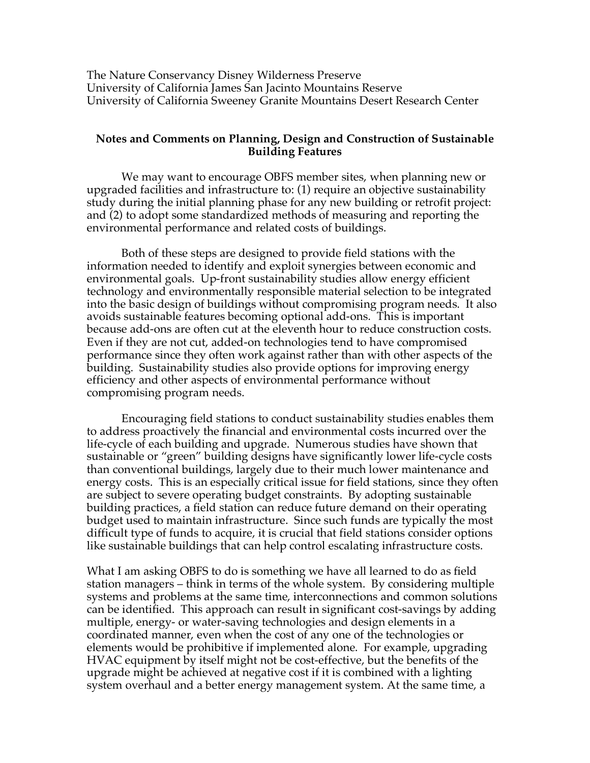The Nature Conservancy Disney Wilderness Preserve
University of California James San Jacinto Mountains Reserve
University of California Sweeney Granite Mountains Desert Research Center

**Notes and Comments on Planning, Design and Construction of Sustainable Building Features**

We may want to encourage OBFS member sites, when planning new or upgraded facilities and infrastructure to: (1) require an objective sustainability study during the initial planning phase for any new building or retrofit project: and (2) to adopt some standardized methods of measuring and reporting the environmental performance and related costs of buildings.

Both of these steps are designed to provide field stations with the information needed to identify and exploit synergies between economic and environmental goals. Up-front sustainability studies allow energy efficient technology and environmentally responsible material selection to be integrated into the basic design of buildings without compromising program needs. It also avoids sustainable features becoming optional add-ons. This is important because add-ons are often cut at the eleventh hour to reduce construction costs. Even if they are not cut, added-on technologies tend to have compromised performance since they often work against rather than with other aspects of the building. Sustainability studies also provide options for improving energy efficiency and other aspects of environmental performance without compromising program needs.

Encouraging field stations to conduct sustainability studies enables them to address proactively the financial and environmental costs incurred over the life-cycle of each building and upgrade. Numerous studies have shown that sustainable or "green" building designs have significantly lower life-cycle costs than conventional buildings, largely due to their much lower maintenance and energy costs. This is an especially critical issue for field stations, since they often are subject to severe operating budget constraints. By adopting sustainable building practices, a field station can reduce future demand on their operating budget used to maintain infrastructure. Since such funds are typically the most difficult type of funds to acquire, it is crucial that field stations consider options like sustainable buildings that can help control escalating infrastructure costs.

What I am asking OBFS to do is something we have all learned to do as field station managers – think in terms of the whole system. By considering multiple systems and problems at the same time, interconnections and common solutions can be identified. This approach can result in significant cost-savings by adding multiple, energy- or water-saving technologies and design elements in a coordinated manner, even when the cost of any one of the technologies or elements would be prohibitive if implemented alone. For example, upgrading HVAC equipment by itself might not be cost-effective, but the benefits of the upgrade might be achieved at negative cost if it is combined with a lighting system overhaul and a better energy management system. At the same time, a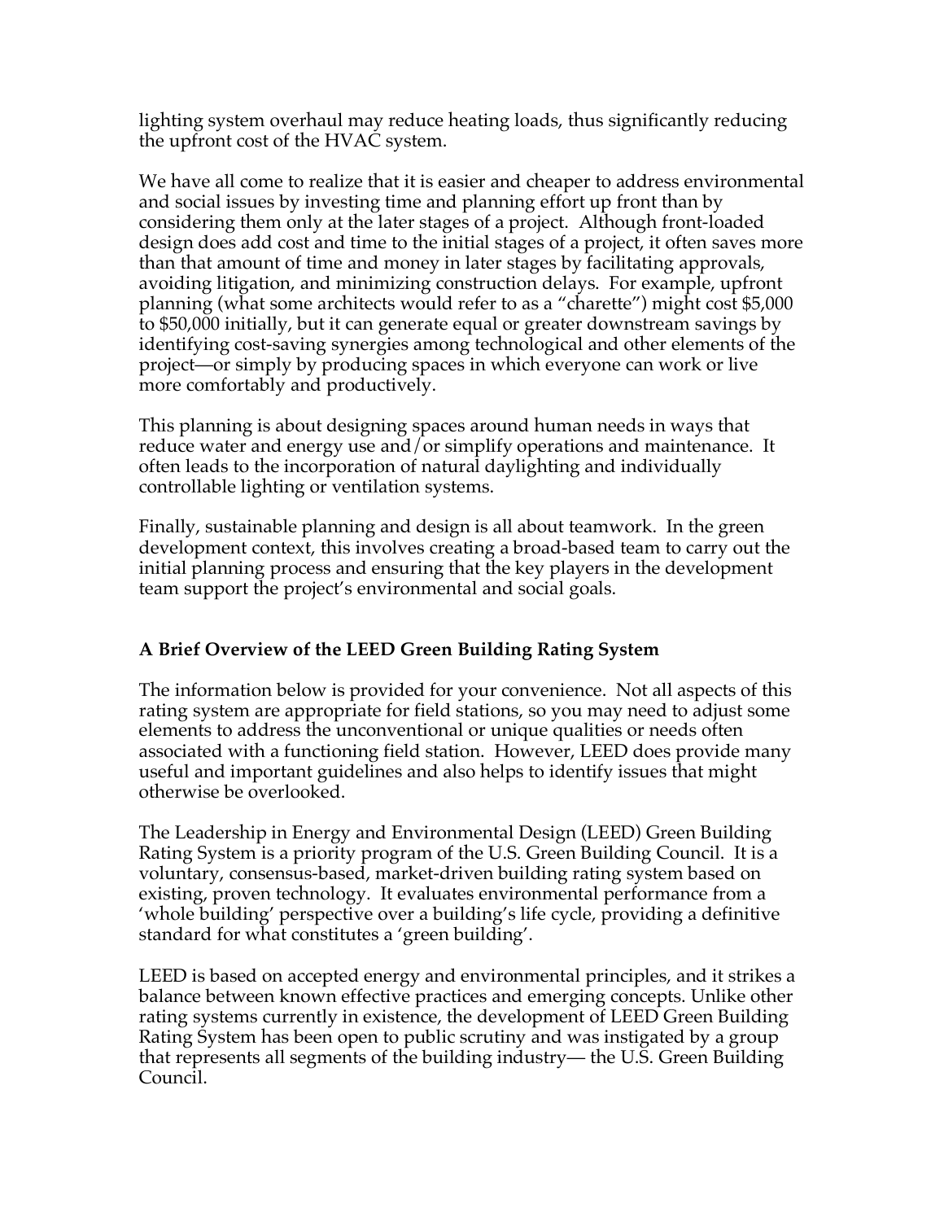lighting system overhaul may reduce heating loads, thus significantly reducing the upfront cost of the HVAC system.

We have all come to realize that it is easier and cheaper to address environmental and social issues by investing time and planning effort up front than by considering them only at the later stages of a project. Although front-loaded design does add cost and time to the initial stages of a project, it often saves more than that amount of time and money in later stages by facilitating approvals, avoiding litigation, and minimizing construction delays. For example, upfront planning (what some architects would refer to as a "charette") might cost $5,000 to $50,000 initially, but it can generate equal or greater downstream savings by identifying cost-saving synergies among technological and other elements of the project—or simply by producing spaces in which everyone can work or live more comfortably and productively.

This planning is about designing spaces around human needs in ways that reduce water and energy use and/or simplify operations and maintenance. It often leads to the incorporation of natural daylighting and individually controllable lighting or ventilation systems.

Finally, sustainable planning and design is all about teamwork. In the green development context, this involves creating a broad-based team to carry out the initial planning process and ensuring that the key players in the development team support the project's environmental and social goals.

**A Brief Overview of the LEED Green Building Rating System**

The information below is provided for your convenience. Not all aspects of this rating system are appropriate for field stations, so you may need to adjust some elements to address the unconventional or unique qualities or needs often associated with a functioning field station. However, LEED does provide many useful and important guidelines and also helps to identify issues that might otherwise be overlooked.

The Leadership in Energy and Environmental Design (LEED) Green Building Rating System is a priority program of the U.S. Green Building Council. It is a voluntary, consensus-based, market-driven building rating system based on existing, proven technology. It evaluates environmental performance from a 'whole building' perspective over a building's life cycle, providing a definitive standard for what constitutes a 'green building'.

LEED is based on accepted energy and environmental principles, and it strikes a balance between known effective practices and emerging concepts. Unlike other rating systems currently in existence, the development of LEED Green Building Rating System has been open to public scrutiny and was instigated by a group that represents all segments of the building industry— the U.S. Green Building Council.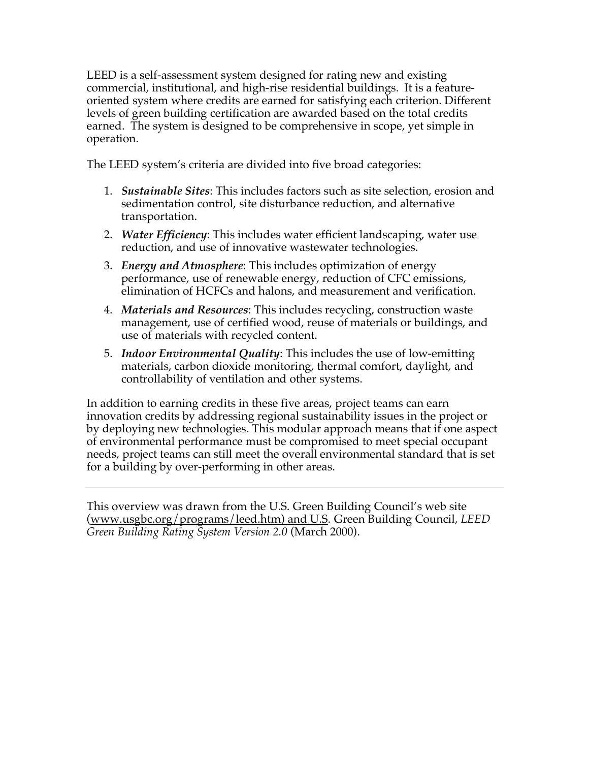LEED is a self-assessment system designed for rating new and existing commercial, institutional, and high-rise residential buildings. It is a feature-oriented system where credits are earned for satisfying each criterion. Different levels of green building certification are awarded based on the total credits earned. The system is designed to be comprehensive in scope, yet simple in operation.

The LEED system's criteria are divided into five broad categories:

1. ***Sustainable Sites***: This includes factors such as site selection, erosion and sedimentation control, site disturbance reduction, and alternative transportation.
2. ***Water Efficiency***: This includes water efficient landscaping, water use reduction, and use of innovative wastewater technologies.
3. ***Energy and Atmosphere***: This includes optimization of energy performance, use of renewable energy, reduction of CFC emissions, elimination of HCFCs and halons, and measurement and verification.
4. ***Materials and Resources***: This includes recycling, construction waste management, use of certified wood, reuse of materials or buildings, and use of materials with recycled content.
5. ***Indoor Environmental Quality***: This includes the use of low-emitting materials, carbon dioxide monitoring, thermal comfort, daylight, and controllability of ventilation and other systems.

In addition to earning credits in these five areas, project teams can earn innovation credits by addressing regional sustainability issues in the project or by deploying new technologies. This modular approach means that if one aspect of environmental performance must be compromised to meet special occupant needs, project teams can still meet the overall environmental standard that is set for a building by over-performing in other areas.

---

This overview was drawn from the U.S. Green Building Council's web site (www.usgbc.org/programs/leed.htm) and U.S. Green Building Council, *LEED Green Building Rating System Version 2.0* (March 2000).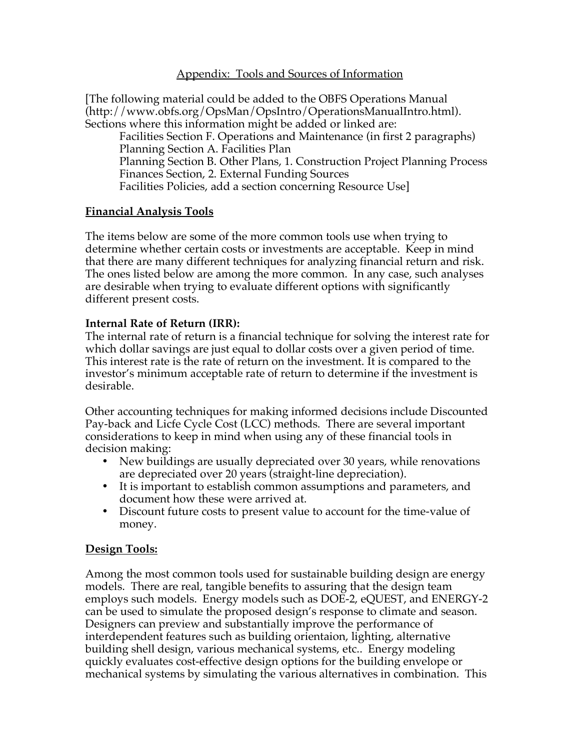## Appendix: Tools and Sources of Information

[The following material could be added to the OBFS Operations Manual (http://www.obfs.org/OpsMan/OpsIntro/OperationsManualIntro.html). Sections where this information might be added or linked are:

Facilities Section F. Operations and Maintenance (in first 2 paragraphs)
Planning Section A. Facilities Plan
Planning Section B. Other Plans, 1. Construction Project Planning Process
Finances Section, 2. External Funding Sources
Facilities Policies, add a section concerning Resource Use]

### Financial Analysis Tools

The items below are some of the more common tools use when trying to determine whether certain costs or investments are acceptable. Keep in mind that there are many different techniques for analyzing financial return and risk. The ones listed below are among the more common. In any case, such analyses are desirable when trying to evaluate different options with significantly different present costs.

**Internal Rate of Return (IRR):**
The internal rate of return is a financial technique for solving the interest rate for which dollar savings are just equal to dollar costs over a given period of time. This interest rate is the rate of return on the investment. It is compared to the investor's minimum acceptable rate of return to determine if the investment is desirable.

Other accounting techniques for making informed decisions include Discounted Pay-back and Licfe Cycle Cost (LCC) methods. There are several important considerations to keep in mind when using any of these financial tools in decision making:

- New buildings are usually depreciated over 30 years, while renovations are depreciated over 20 years (straight-line depreciation).
- It is important to establish common assumptions and parameters, and document how these were arrived at.
- Discount future costs to present value to account for the time-value of money.

### Design Tools:

Among the most common tools used for sustainable building design are energy models. There are real, tangible benefits to assuring that the design team employs such models. Energy models such as DOE-2, eQUEST, and ENERGY-2 can be used to simulate the proposed design's response to climate and season. Designers can preview and substantially improve the performance of interdependent features such as building orientaion, lighting, alternative building shell design, various mechanical systems, etc.. Energy modeling quickly evaluates cost-effective design options for the building envelope or mechanical systems by simulating the various alternatives in combination. This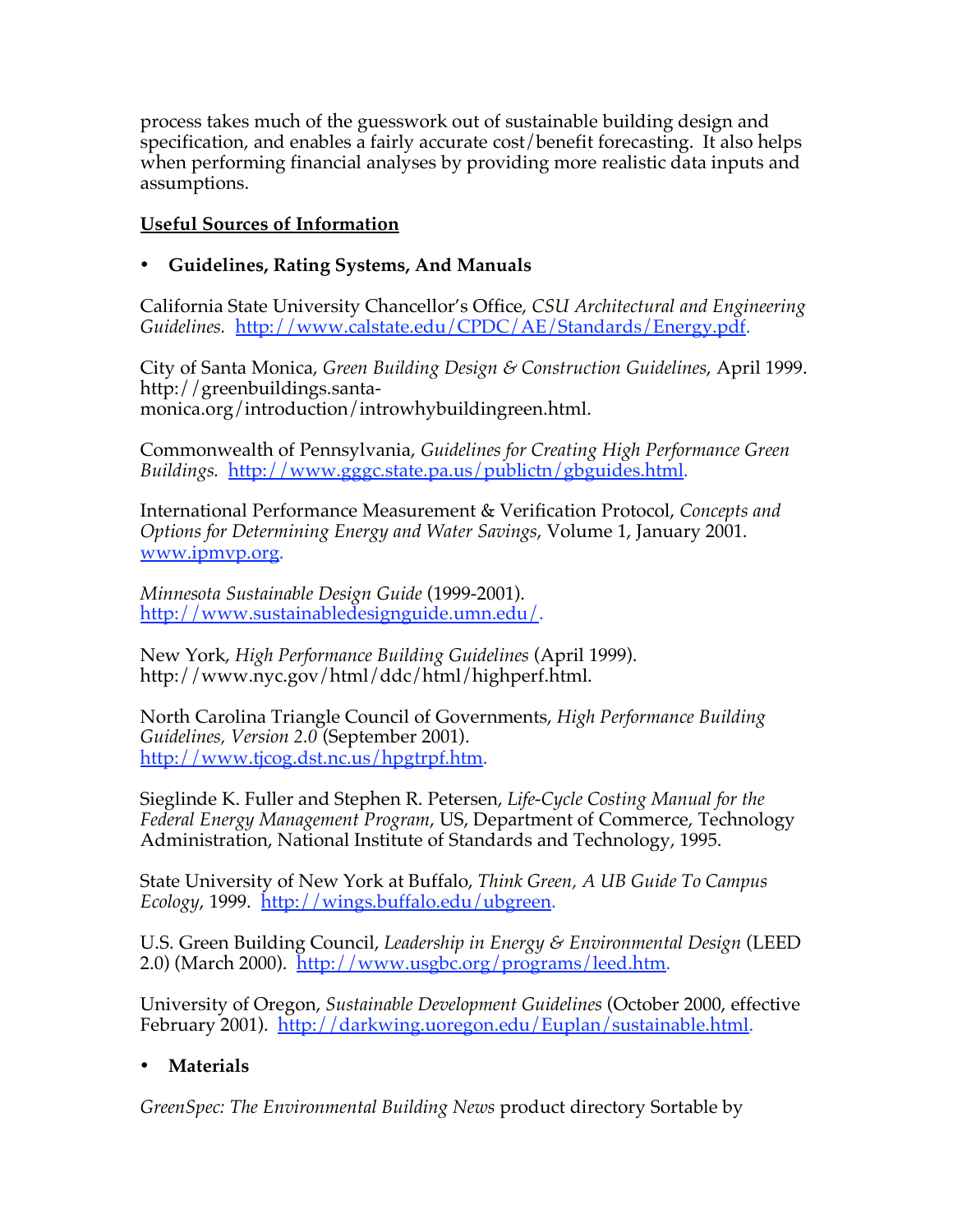process takes much of the guesswork out of sustainable building design and specification, and enables a fairly accurate cost/benefit forecasting. It also helps when performing financial analyses by providing more realistic data inputs and assumptions.

**Useful Sources of Information**

- **Guidelines, Rating Systems, And Manuals**

California State University Chancellor's Office, *CSU Architectural and Engineering Guidelines.* http://www.calstate.edu/CPDC/AE/Standards/Energy.pdf.

City of Santa Monica, *Green Building Design & Construction Guidelines*, April 1999. http://greenbuildings.santa-monica.org/introduction/introwhybuildingreen.html.

Commonwealth of Pennsylvania, *Guidelines for Creating High Performance Green Buildings.* http://www.gggc.state.pa.us/publictn/gbguides.html.

International Performance Measurement & Verification Protocol, *Concepts and Options for Determining Energy and Water Savings*, Volume 1, January 2001. www.ipmvp.org.

*Minnesota Sustainable Design Guide* (1999-2001). http://www.sustainabledesignguide.umn.edu/.

New York, *High Performance Building Guidelines* (April 1999). http://www.nyc.gov/html/ddc/html/highperf.html.

North Carolina Triangle Council of Governments, *High Performance Building Guidelines, Version 2.0* (September 2001). http://www.tjcog.dst.nc.us/hpgtrpf.htm.

Sieglinde K. Fuller and Stephen R. Petersen, *Life-Cycle Costing Manual for the Federal Energy Management Program*, US, Department of Commerce, Technology Administration, National Institute of Standards and Technology, 1995.

State University of New York at Buffalo, *Think Green, A UB Guide To Campus Ecology*, 1999. http://wings.buffalo.edu/ubgreen.

U.S. Green Building Council, *Leadership in Energy & Environmental Design* (LEED 2.0) (March 2000). http://www.usgbc.org/programs/leed.htm.

University of Oregon, *Sustainable Development Guidelines* (October 2000, effective February 2001). http://darkwing.uoregon.edu/Euplan/sustainable.html.

- **Materials**

*GreenSpec: The Environmental Building News* product directory Sortable by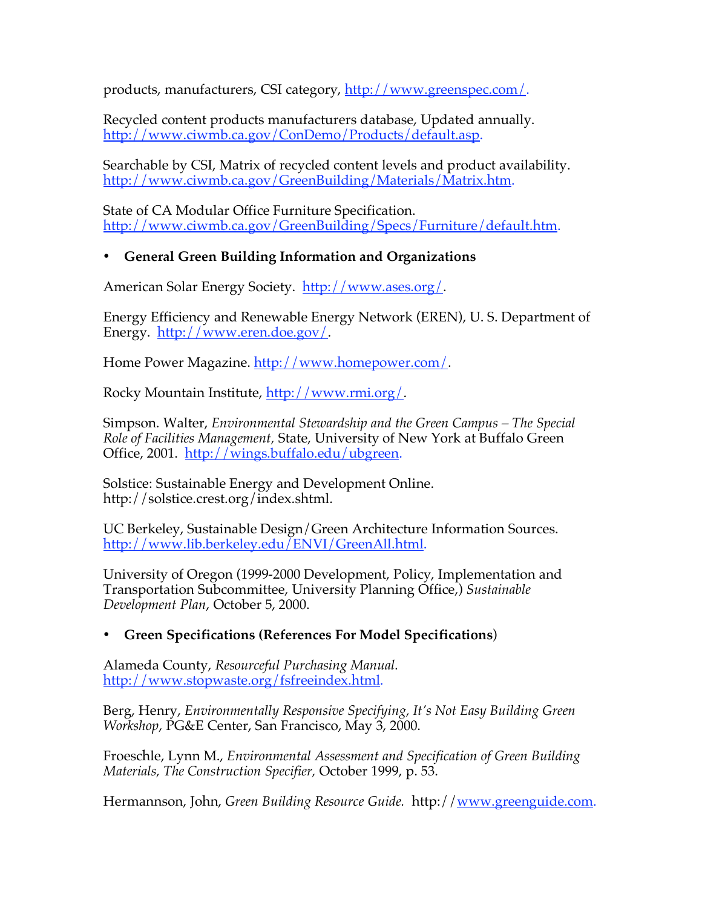products, manufacturers, CSI category, http://www.greenspec.com/.

Recycled content products manufacturers database, Updated annually. http://www.ciwmb.ca.gov/ConDemo/Products/default.asp.

Searchable by CSI, Matrix of recycled content levels and product availability. http://www.ciwmb.ca.gov/GreenBuilding/Materials/Matrix.htm.

State of CA Modular Office Furniture Specification. http://www.ciwmb.ca.gov/GreenBuilding/Specs/Furniture/default.htm.

- **General Green Building Information and Organizations**

American Solar Energy Society. http://www.ases.org/.

Energy Efficiency and Renewable Energy Network (EREN), U. S. Department of Energy. http://www.eren.doe.gov/.

Home Power Magazine. http://www.homepower.com/.

Rocky Mountain Institute, http://www.rmi.org/.

Simpson. Walter, *Environmental Stewardship and the Green Campus – The Special Role of Facilities Management*, State, University of New York at Buffalo Green Office, 2001. http://wings.buffalo.edu/ubgreen.

Solstice: Sustainable Energy and Development Online. http://solstice.crest.org/index.shtml.

UC Berkeley, Sustainable Design/Green Architecture Information Sources. http://www.lib.berkeley.edu/ENVI/GreenAll.html.

University of Oregon (1999-2000 Development, Policy, Implementation and Transportation Subcommittee, University Planning Office,) *Sustainable Development Plan*, October 5, 2000.

- **Green Specifications (References For Model Specifications)**

Alameda County, *Resourceful Purchasing Manual.* http://www.stopwaste.org/fsfreeindex.html.

Berg, Henry, *Environmentally Responsive Specifying, It's Not Easy Building Green Workshop*, PG&E Center, San Francisco, May 3, 2000.

Froeschle, Lynn M., *Environmental Assessment and Specification of Green Building Materials, The Construction Specifier,* October 1999, p. 53.

Hermannson, John, *Green Building Resource Guide.* http://www.greenguide.com.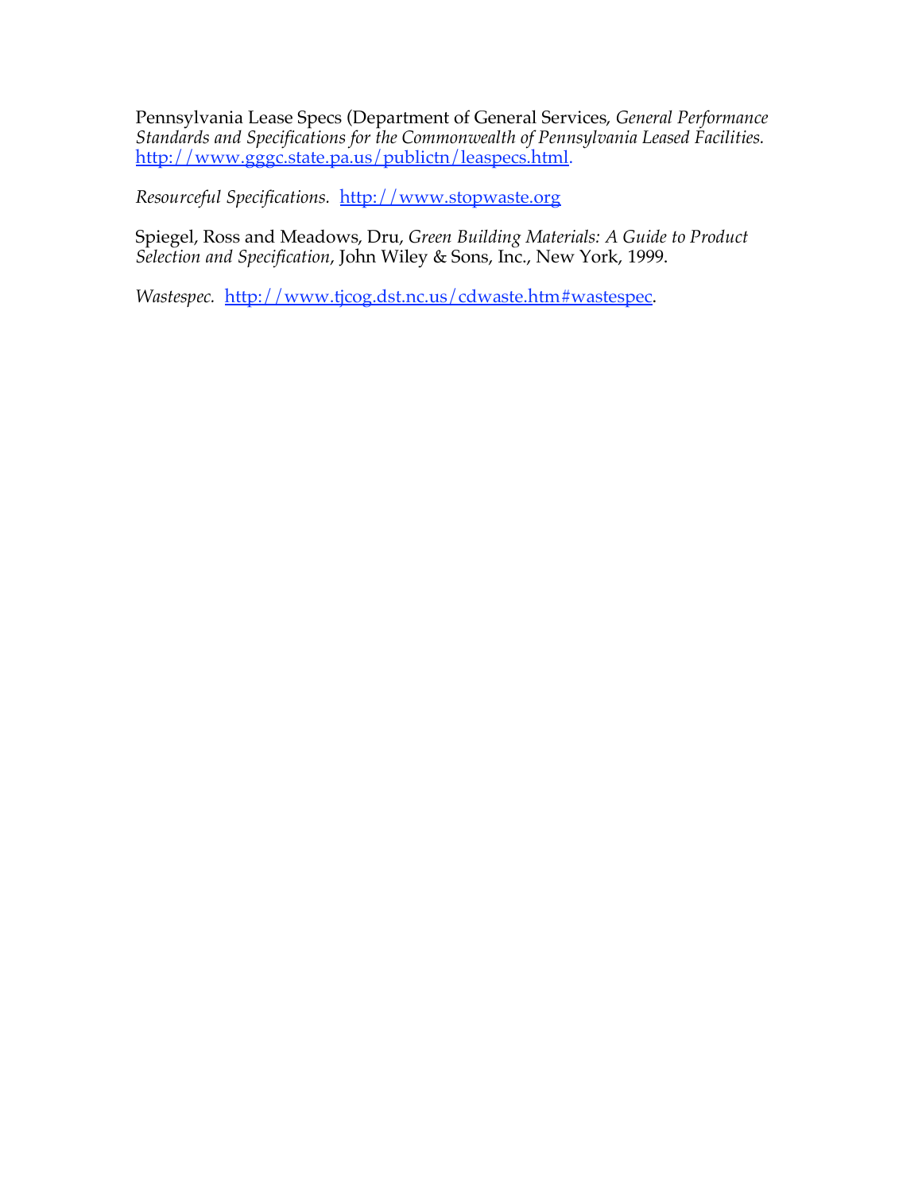Pennsylvania Lease Specs (Department of General Services, *General Performance Standards and Specifications for the Commonwealth of Pennsylvania Leased Facilities.* http://www.gggc.state.pa.us/publictn/leaspecs.html.

*Resourceful Specifications.* http://www.stopwaste.org

Spiegel, Ross and Meadows, Dru, *Green Building Materials: A Guide to Product Selection and Specification*, John Wiley & Sons, Inc., New York, 1999.

*Wastespec.* http://www.tjcog.dst.nc.us/cdwaste.htm#wastespec.